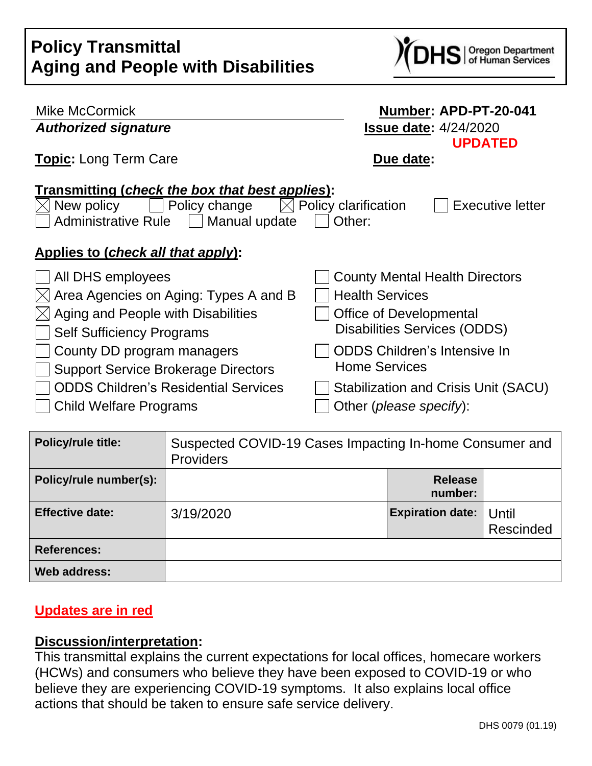# Policy Transmittal
# Aging and People with Disabilities

DHS | Oregon Department of Human Services

Mike McCormick
***Authorized signature***

**Number: APD-PT-20-041**
**Issue date:** 4/24/2020
**UPDATED**

**Topic:** Long Term Care

**Due date:**

**Transmitting (*check the box that best applies*):**

- [x] New policy
- [ ] Policy change
- [x] Policy clarification
- [ ] Executive letter
- [ ] Administrative Rule
- [ ] Manual update
- [ ] Other:

**Applies to (*check all that apply*):**

- [ ] All DHS employees
- [x] Area Agencies on Aging: Types A and B
- [x] Aging and People with Disabilities
- [ ] Self Sufficiency Programs
- [ ] County DD program managers
- [ ] Support Service Brokerage Directors
- [ ] ODDS Children's Residential Services
- [ ] Child Welfare Programs
- [ ] County Mental Health Directors
- [ ] Health Services
- [ ] Office of Developmental Disabilities Services (ODDS)
- [ ] ODDS Children's Intensive In Home Services
- [ ] Stabilization and Crisis Unit (SACU)
- [ ] Other (*please specify*):

| **Policy/rule title:** | Suspected COVID-19 Cases Impacting In-home Consumer and Providers | | |
|---|---|---|---|
| **Policy/rule number(s):** | | **Release number:** | |
| **Effective date:** | 3/19/2020 | **Expiration date:** | Until Rescinded |
| **References:** | | | |
| **Web address:** | | | |

**Updates are in red**

**Discussion/interpretation:**

This transmittal explains the current expectations for local offices, homecare workers (HCWs) and consumers who believe they have been exposed to COVID-19 or who believe they are experiencing COVID-19 symptoms. It also explains local office actions that should be taken to ensure safe service delivery.

DHS 0079 (01.19)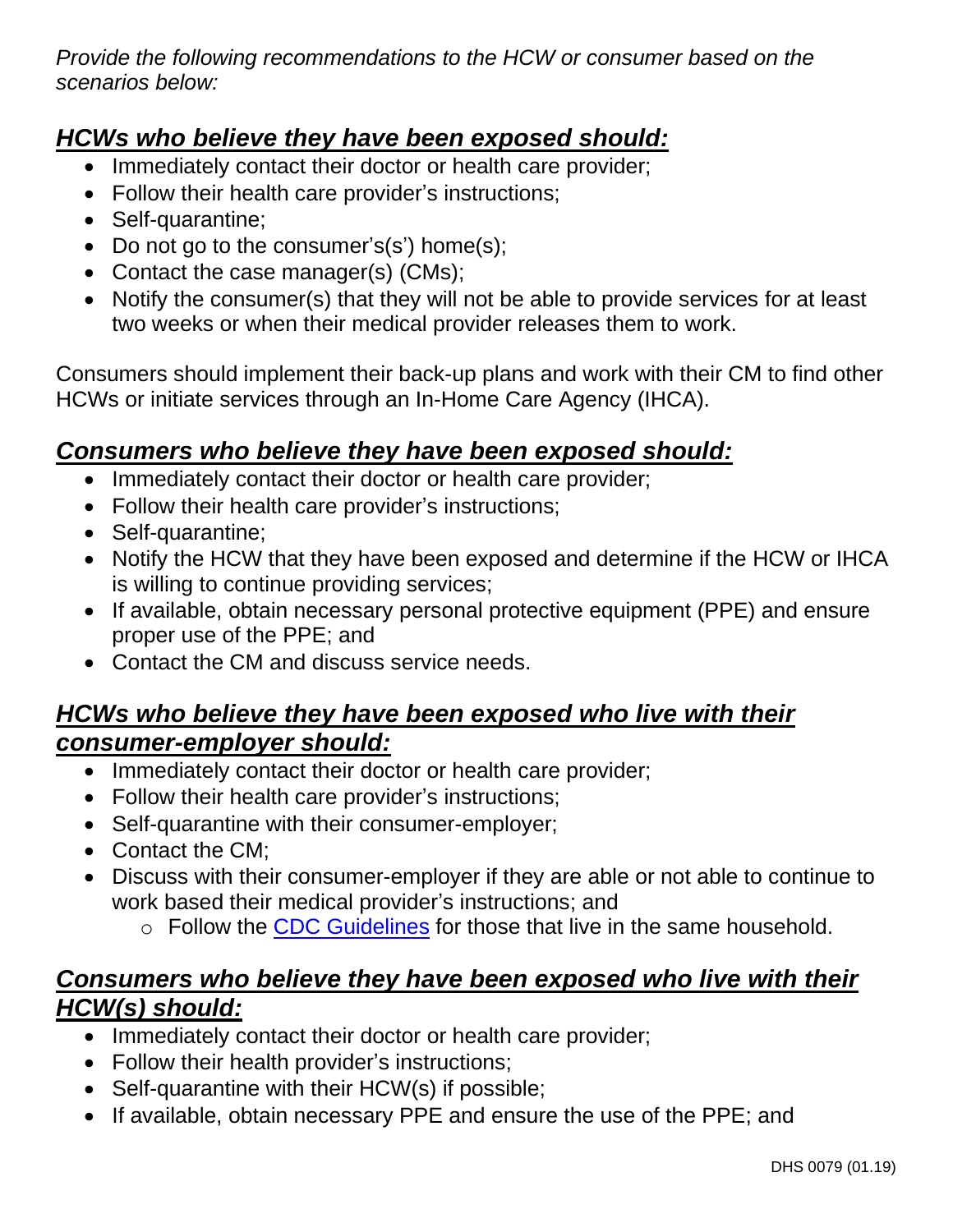*Provide the following recommendations to the HCW or consumer based on the scenarios below:*

## ***HCWs who believe they have been exposed should:***

- Immediately contact their doctor or health care provider;
- Follow their health care provider's instructions;
- Self-quarantine;
- Do not go to the consumer's(s') home(s);
- Contact the case manager(s) (CMs);
- Notify the consumer(s) that they will not be able to provide services for at least two weeks or when their medical provider releases them to work.

Consumers should implement their back-up plans and work with their CM to find other HCWs or initiate services through an In-Home Care Agency (IHCA).

## ***Consumers who believe they have been exposed should:***

- Immediately contact their doctor or health care provider;
- Follow their health care provider's instructions;
- Self-quarantine;
- Notify the HCW that they have been exposed and determine if the HCW or IHCA is willing to continue providing services;
- If available, obtain necessary personal protective equipment (PPE) and ensure proper use of the PPE; and
- Contact the CM and discuss service needs.

## ***HCWs who believe they have been exposed who live with their consumer-employer should:***

- Immediately contact their doctor or health care provider;
- Follow their health care provider's instructions;
- Self-quarantine with their consumer-employer;
- Contact the CM;
- Discuss with their consumer-employer if they are able or not able to continue to work based their medical provider's instructions; and
  - Follow the [CDC Guidelines]() for those that live in the same household.

## ***Consumers who believe they have been exposed who live with their HCW(s) should:***

- Immediately contact their doctor or health care provider;
- Follow their health provider's instructions;
- Self-quarantine with their HCW(s) if possible;
- If available, obtain necessary PPE and ensure the use of the PPE; and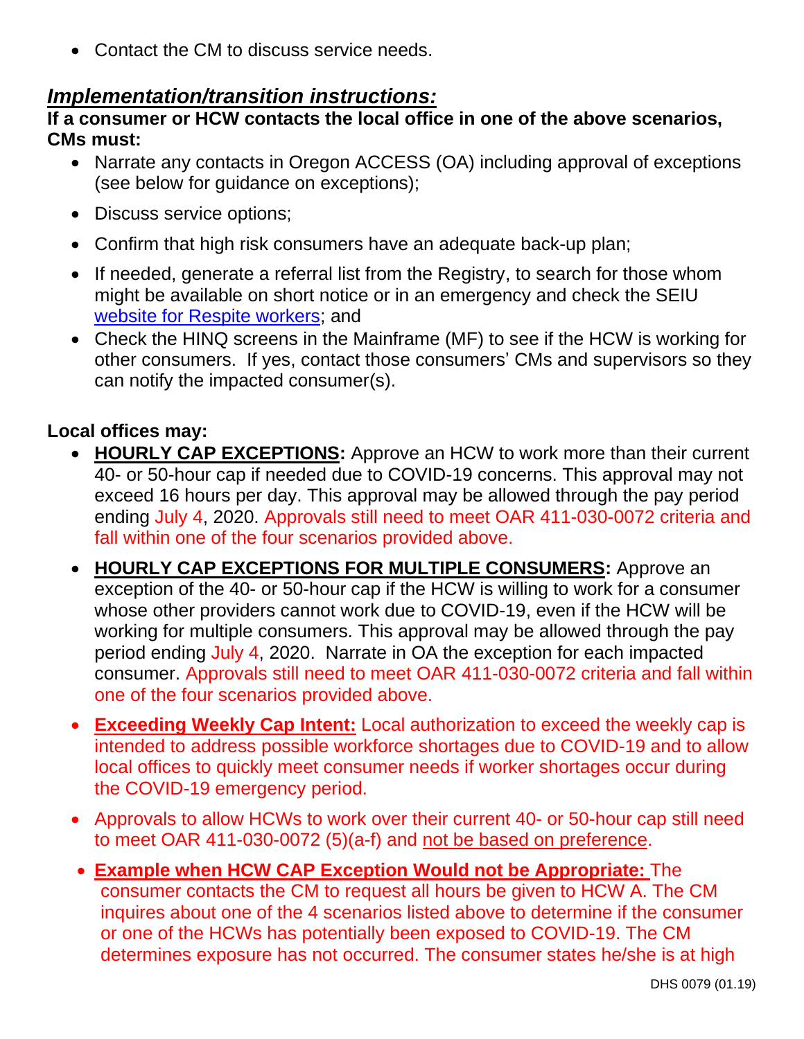- Contact the CM to discuss service needs.

## ***Implementation/transition instructions:***

**If a consumer or HCW contacts the local office in one of the above scenarios, CMs must:**

- Narrate any contacts in Oregon ACCESS (OA) including approval of exceptions (see below for guidance on exceptions);
- Discuss service options;
- Confirm that high risk consumers have an adequate back-up plan;
- If needed, generate a referral list from the Registry, to search for those whom might be available on short notice or in an emergency and check the SEIU website for Respite workers; and
- Check the HINQ screens in the Mainframe (MF) to see if the HCW is working for other consumers. If yes, contact those consumers' CMs and supervisors so they can notify the impacted consumer(s).

**Local offices may:**

- **HOURLY CAP EXCEPTIONS:** Approve an HCW to work more than their current 40- or 50-hour cap if needed due to COVID-19 concerns. This approval may not exceed 16 hours per day. This approval may be allowed through the pay period ending July 4, 2020. Approvals still need to meet OAR 411-030-0072 criteria and fall within one of the four scenarios provided above.
- **HOURLY CAP EXCEPTIONS FOR MULTIPLE CONSUMERS:** Approve an exception of the 40- or 50-hour cap if the HCW is willing to work for a consumer whose other providers cannot work due to COVID-19, even if the HCW will be working for multiple consumers. This approval may be allowed through the pay period ending July 4, 2020. Narrate in OA the exception for each impacted consumer. Approvals still need to meet OAR 411-030-0072 criteria and fall within one of the four scenarios provided above.
- **Exceeding Weekly Cap Intent:** Local authorization to exceed the weekly cap is intended to address possible workforce shortages due to COVID-19 and to allow local offices to quickly meet consumer needs if worker shortages occur during the COVID-19 emergency period.
- Approvals to allow HCWs to work over their current 40- or 50-hour cap still need to meet OAR 411-030-0072 (5)(a-f) and not be based on preference.
- **Example when HCW CAP Exception Would not be Appropriate:** The consumer contacts the CM to request all hours be given to HCW A. The CM inquires about one of the 4 scenarios listed above to determine if the consumer or one of the HCWs has potentially been exposed to COVID-19. The CM determines exposure has not occurred. The consumer states he/she is at high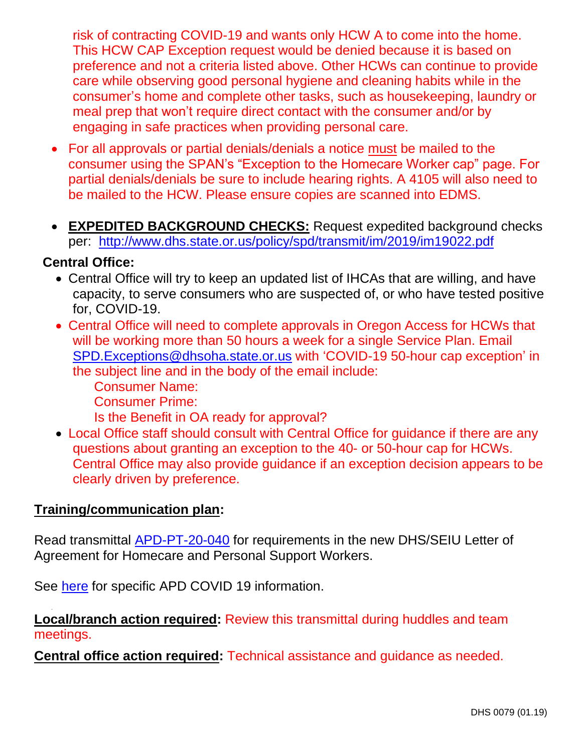risk of contracting COVID-19 and wants only HCW A to come into the home. This HCW CAP Exception request would be denied because it is based on preference and not a criteria listed above. Other HCWs can continue to provide care while observing good personal hygiene and cleaning habits while in the consumer's home and complete other tasks, such as housekeeping, laundry or meal prep that won't require direct contact with the consumer and/or by engaging in safe practices when providing personal care.

- For all approvals or partial denials/denials a notice must be mailed to the consumer using the SPAN's "Exception to the Homecare Worker cap" page. For partial denials/denials be sure to include hearing rights. A 4105 will also need to be mailed to the HCW. Please ensure copies are scanned into EDMS.

- **EXPEDITED BACKGROUND CHECKS:** Request expedited background checks per: http://www.dhs.state.or.us/policy/spd/transmit/im/2019/im19022.pdf

**Central Office:**

- Central Office will try to keep an updated list of IHCAs that are willing, and have capacity, to serve consumers who are suspected of, or who have tested positive for, COVID-19.
- Central Office will need to complete approvals in Oregon Access for HCWs that will be working more than 50 hours a week for a single Service Plan. Email SPD.Exceptions@dhsoha.state.or.us with 'COVID-19 50-hour cap exception' in the subject line and in the body of the email include:
  Consumer Name:
  Consumer Prime:
  Is the Benefit in OA ready for approval?
- Local Office staff should consult with Central Office for guidance if there are any questions about granting an exception to the 40- or 50-hour cap for HCWs. Central Office may also provide guidance if an exception decision appears to be clearly driven by preference.

**Training/communication plan:**

Read transmittal APD-PT-20-040 for requirements in the new DHS/SEIU Letter of Agreement for Homecare and Personal Support Workers.

See here for specific APD COVID 19 information.

**Local/branch action required:** Review this transmittal during huddles and team meetings.

**Central office action required:** Technical assistance and guidance as needed.

DHS 0079 (01.19)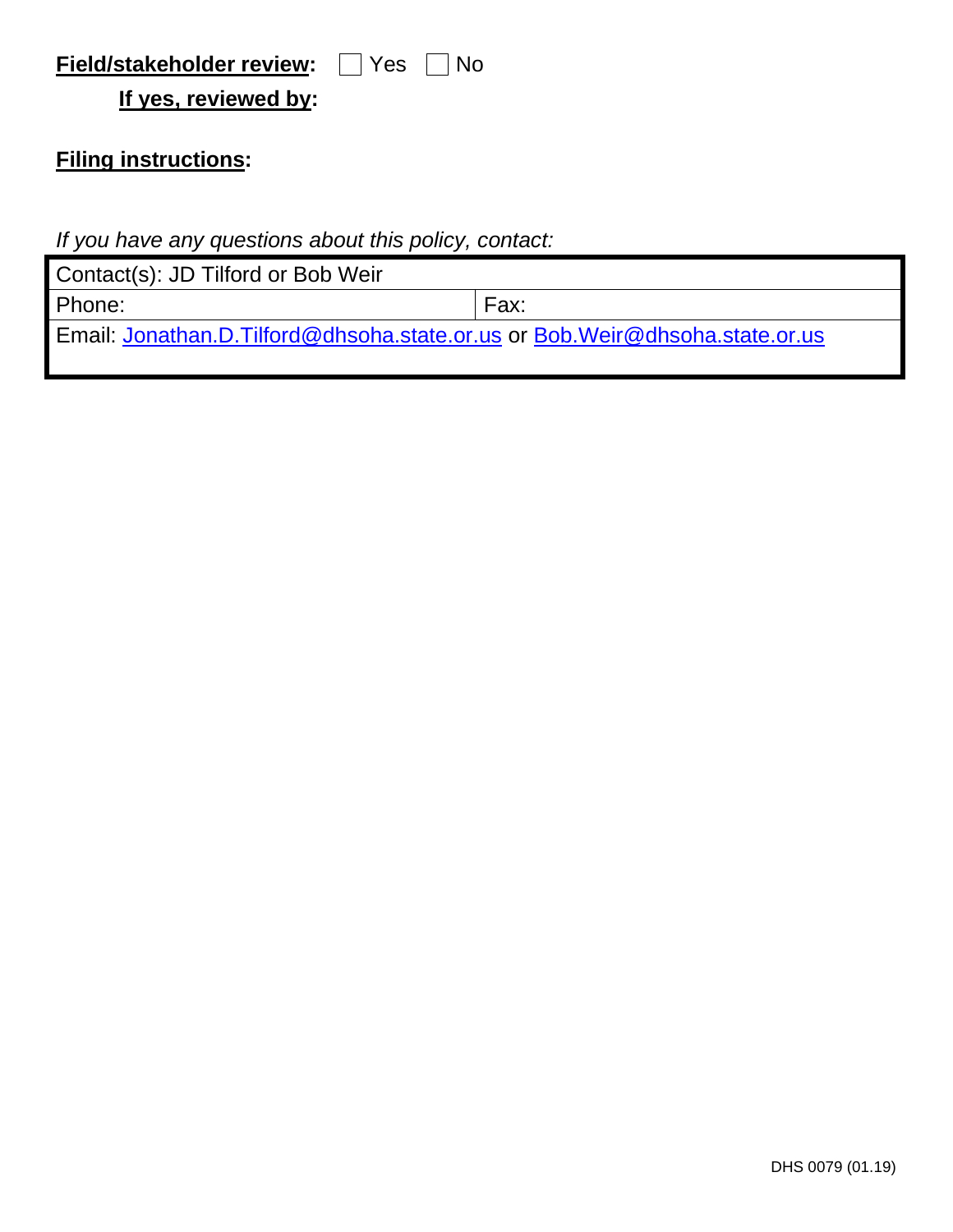**Field/stakeholder review:** ☐ Yes ☐ No

**If yes, reviewed by:**

**Filing instructions:**

*If you have any questions about this policy, contact:*

| | |
|---|---|
| Contact(s): JD Tilford or Bob Weir | |
| Phone: | Fax: |
| Email: Jonathan.D.Tilford@dhsoha.state.or.us or Bob.Weir@dhsoha.state.or.us | |

DHS 0079 (01.19)